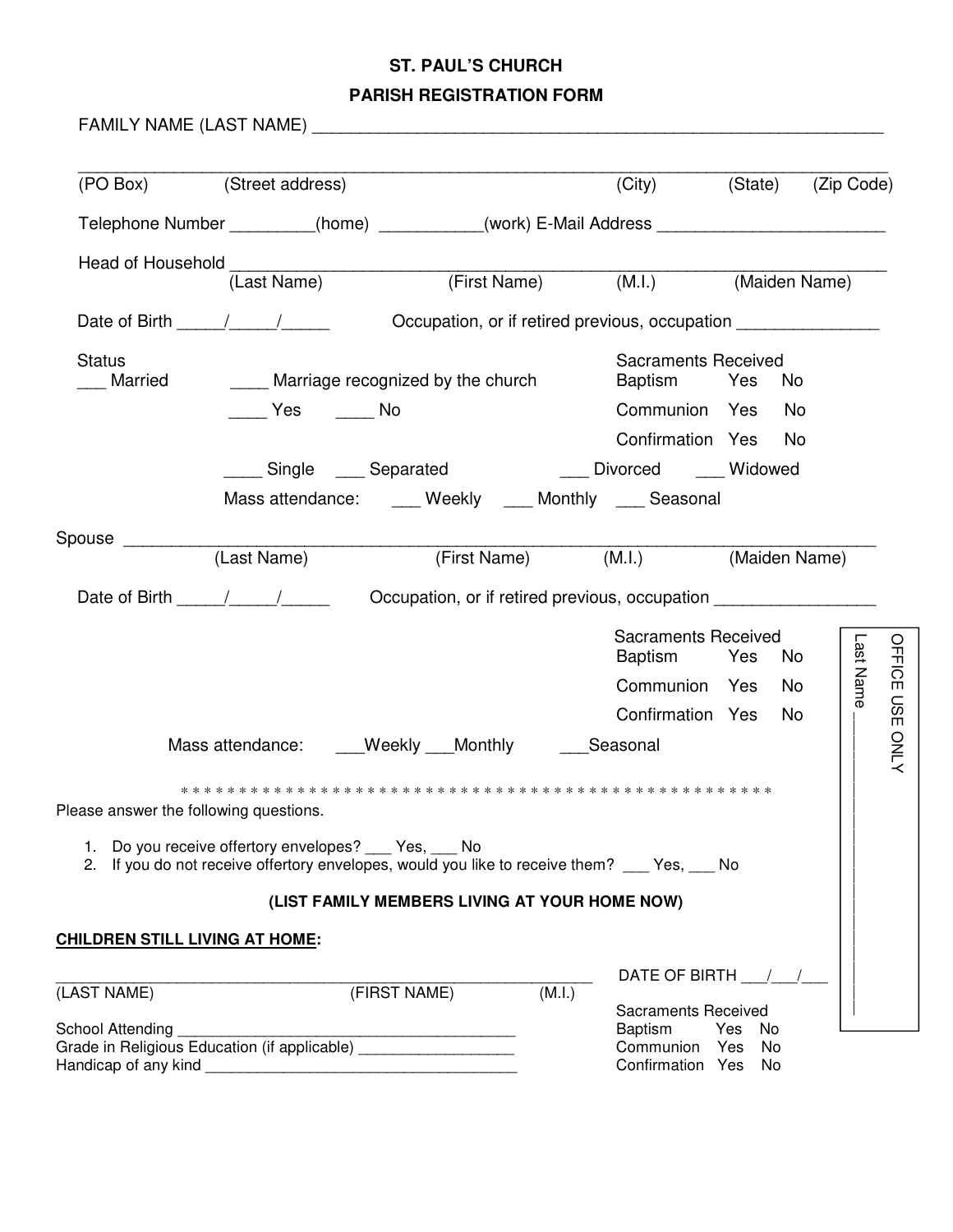# ST. PAUL'S CHURCH

## PARISH REGISTRATION FORM

FAMILY NAME (LAST NAME) ____________________________________________________________

_______________________________________________________________________________________

(PO Box) (Street address) (City) (State) (Zip Code)

Telephone Number _________(home) ___________(work) E-Mail Address ________________________

Head of Household ____________________________________________________________________

(Last Name) (First Name) (M.I.) (Maiden Name)

Date of Birth _____/_____/_____ Occupation, or if retired previous, occupation _______________

Status

___ Married ____ Marriage recognized by the church

____ Yes ____ No

Sacraments Received

Baptism Yes No

Communion Yes No

Confirmation Yes No

____ Single ___ Separated ___ Divorced ___ Widowed

Mass attendance: ___ Weekly ___ Monthly ___ Seasonal

Spouse ______________________________________________________________________________

(Last Name) (First Name) (M.I.) (Maiden Name)

Date of Birth _____/_____/_____ Occupation, or if retired previous, occupation _________________

Sacraments Received

Baptism Yes No

Communion Yes No

Confirmation Yes No

Mass attendance: ___Weekly ___Monthly ___Seasonal

OFFICE USE ONLY

Last Name ____________

\* \* \* \* \* \* \* \* \* \* \* \* \* \* \* \* \* \* \* \* \* \* \* \* \* \* \* \* \* \* \* \* \* \* \* \* \* \* \* \* \* \* \* \* \* \* \* \* \* \* \* \* \* \* \* \*

Please answer the following questions.

1. Do you receive offertory envelopes? ___ Yes, ___ No
2. If you do not receive offertory envelopes, would you like to receive them? ___ Yes, ___ No

**(LIST FAMILY MEMBERS LIVING AT YOUR HOME NOW)**

**CHILDREN STILL LIVING AT HOME:**

____________________________________________________________ DATE OF BIRTH ___/___/___

(LAST NAME) (FIRST NAME) (M.I.)

School Attending ________________________________________

Grade in Religious Education (if applicable) __________________

Handicap of any kind ____________________________________

Sacraments Received

Baptism Yes No

Communion Yes No

Confirmation Yes No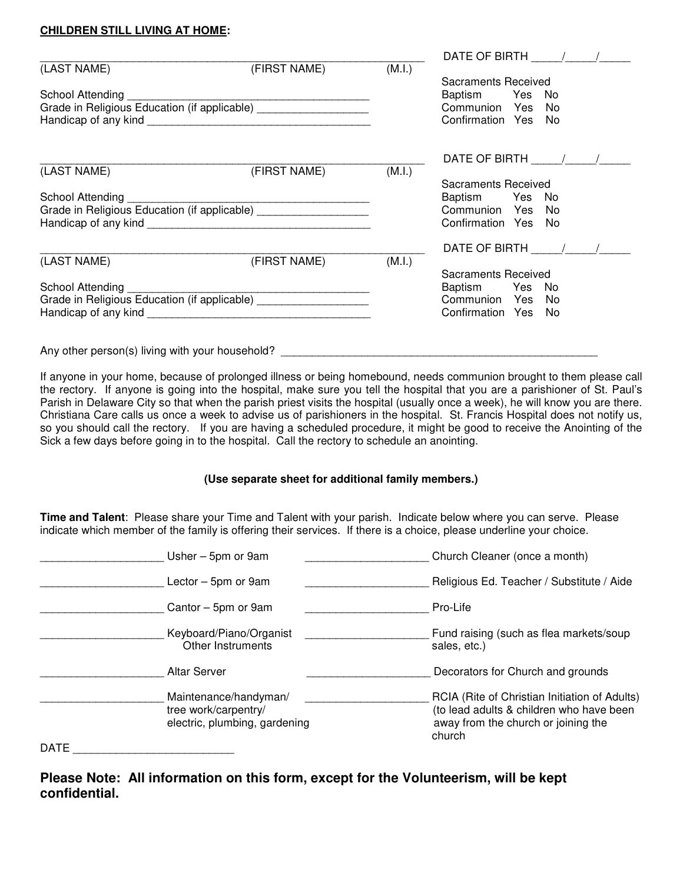**CHILDREN STILL LIVING AT HOME:**

_____________________________________________________________ DATE OF BIRTH _____/_____/_____
(LAST NAME) (FIRST NAME) (M.I.)

School Attending ________________________________________
Grade in Religious Education (if applicable) _________________
Handicap of any kind ____________________________________

Sacraments Received
Baptism Yes No
Communion Yes No
Confirmation Yes No

_____________________________________________________________ DATE OF BIRTH _____/_____/_____
(LAST NAME) (FIRST NAME) (M.I.)

School Attending ________________________________________
Grade in Religious Education (if applicable) _________________
Handicap of any kind ____________________________________

Sacraments Received
Baptism Yes No
Communion Yes No
Confirmation Yes No

_____________________________________________________________ DATE OF BIRTH _____/_____/_____
(LAST NAME) (FIRST NAME) (M.I.)

School Attending ________________________________________
Grade in Religious Education (if applicable) _________________
Handicap of any kind ____________________________________

Sacraments Received
Baptism Yes No
Communion Yes No
Confirmation Yes No

Any other person(s) living with your household? ____________________________________________________

If anyone in your home, because of prolonged illness or being homebound, needs communion brought to them please call the rectory. If anyone is going into the hospital, make sure you tell the hospital that you are a parishioner of St. Paul's Parish in Delaware City so that when the parish priest visits the hospital (usually once a week), he will know you are there. Christiana Care calls us once a week to advise us of parishioners in the hospital. St. Francis Hospital does not notify us, so you should call the rectory. If you are having a scheduled procedure, it might be good to receive the Anointing of the Sick a few days before going in to the hospital. Call the rectory to schedule an anointing.

**(Use separate sheet for additional family members.)**

**Time and Talent**: Please share your Time and Talent with your parish. Indicate below where you can serve. Please indicate which member of the family is offering their services. If there is a choice, please underline your choice.

____________________ Usher – 5pm or 9am

____________________ Lector – 5pm or 9am

____________________ Cantor – 5pm or 9am

____________________ Keyboard/Piano/Organist
Other Instruments

____________________ Altar Server

____________________ Maintenance/handyman/
tree work/carpentry/
electric, plumbing, gardening

____________________ Church Cleaner (once a month)

____________________ Religious Ed. Teacher / Substitute / Aide

____________________ Pro-Life

____________________ Fund raising (such as flea markets/soup sales, etc.)

____________________ Decorators for Church and grounds

____________________ RCIA (Rite of Christian Initiation of Adults)
(to lead adults & children who have been away from the church or joining the church

DATE __________________________

**Please Note: All information on this form, except for the Volunteerism, will be kept confidential.**